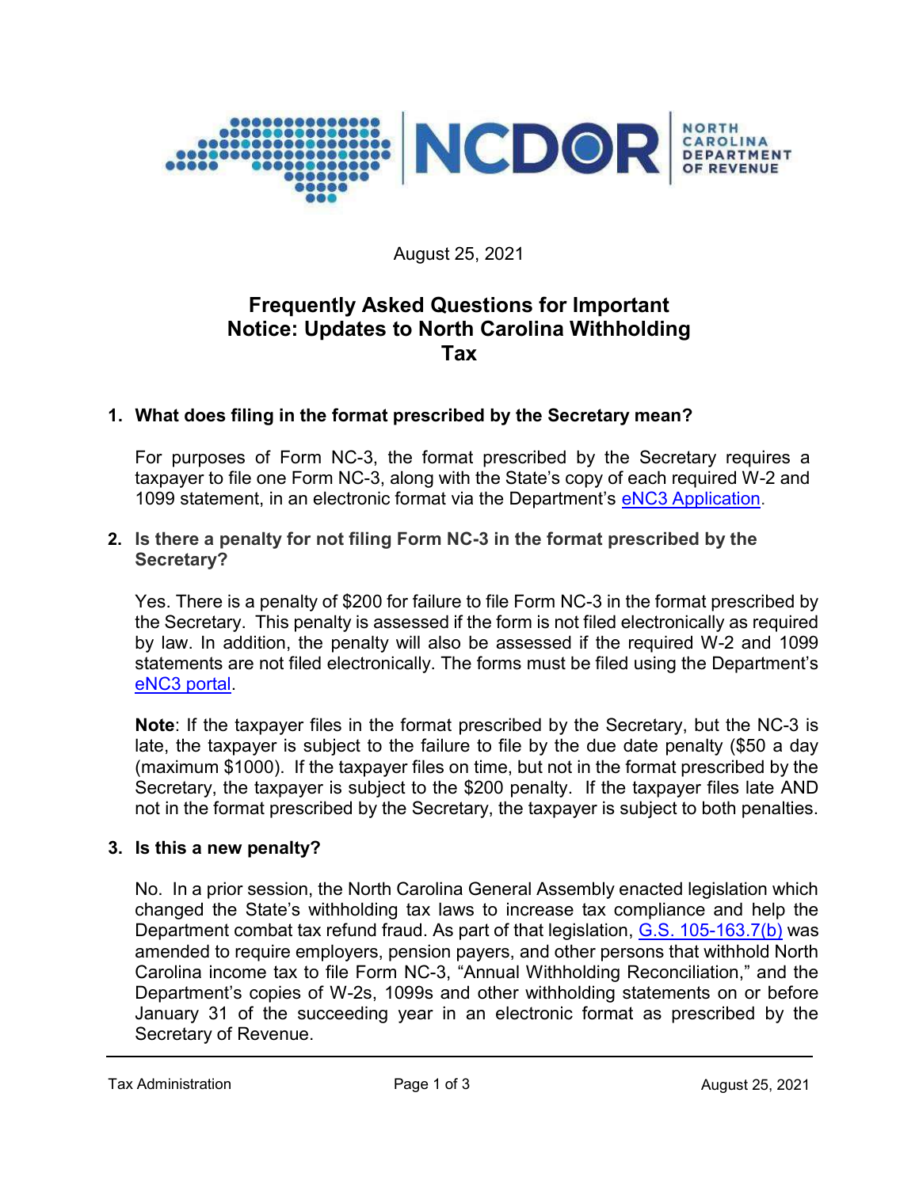August 25, 2021

# Frequently Asked Questions for Important Notice: Updates to North Carolina Withholding Tax

**1. What does filing in the format prescribed by the Secretary mean?**

For purposes of Form NC-3, the format prescribed by the Secretary requires a taxpayer to file one Form NC-3, along with the State's copy of each required W-2 and 1099 statement, in an electronic format via the Department's eNC3 Application.

**2. Is there a penalty for not filing Form NC-3 in the format prescribed by the Secretary?**

Yes. There is a penalty of $200 for failure to file Form NC-3 in the format prescribed by the Secretary. This penalty is assessed if the form is not filed electronically as required by law. In addition, the penalty will also be assessed if the required W-2 and 1099 statements are not filed electronically. The forms must be filed using the Department's eNC3 portal.

**Note**: If the taxpayer files in the format prescribed by the Secretary, but the NC-3 is late, the taxpayer is subject to the failure to file by the due date penalty ($50 a day (maximum $1000). If the taxpayer files on time, but not in the format prescribed by the Secretary, the taxpayer is subject to the $200 penalty. If the taxpayer files late AND not in the format prescribed by the Secretary, the taxpayer is subject to both penalties.

**3. Is this a new penalty?**

No. In a prior session, the North Carolina General Assembly enacted legislation which changed the State's withholding tax laws to increase tax compliance and help the Department combat tax refund fraud. As part of that legislation, G.S. 105-163.7(b) was amended to require employers, pension payers, and other persons that withhold North Carolina income tax to file Form NC-3, "Annual Withholding Reconciliation," and the Department's copies of W-2s, 1099s and other withholding statements on or before January 31 of the succeeding year in an electronic format as prescribed by the Secretary of Revenue.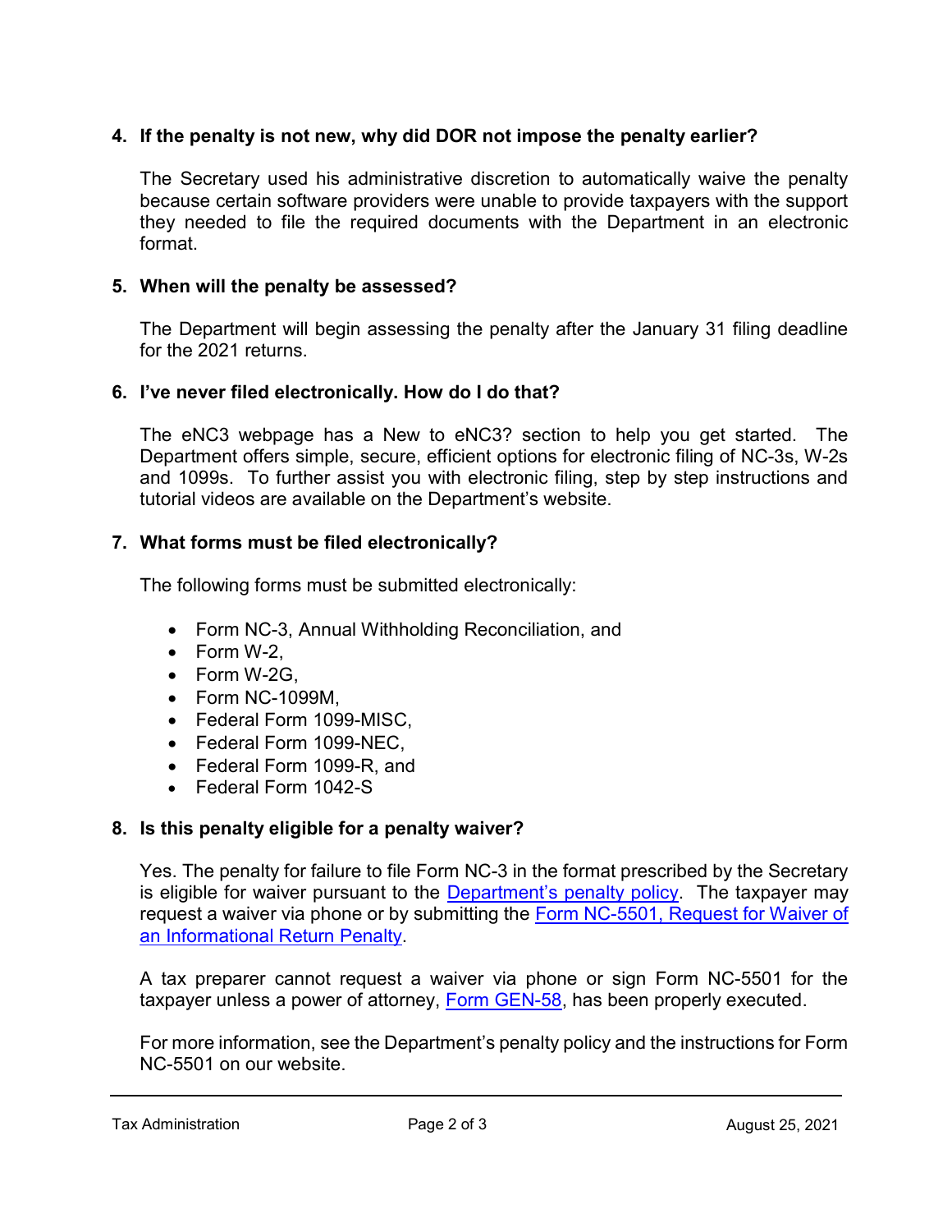**4. If the penalty is not new, why did DOR not impose the penalty earlier?**

The Secretary used his administrative discretion to automatically waive the penalty because certain software providers were unable to provide taxpayers with the support they needed to file the required documents with the Department in an electronic format.

**5. When will the penalty be assessed?**

The Department will begin assessing the penalty after the January 31 filing deadline for the 2021 returns.

**6. I've never filed electronically. How do I do that?**

The eNC3 webpage has a New to eNC3? section to help you get started. The Department offers simple, secure, efficient options for electronic filing of NC-3s, W-2s and 1099s. To further assist you with electronic filing, step by step instructions and tutorial videos are available on the Department's website.

**7. What forms must be filed electronically?**

The following forms must be submitted electronically:

- Form NC-3, Annual Withholding Reconciliation, and
- Form W-2,
- Form W-2G,
- Form NC-1099M,
- Federal Form 1099-MISC,
- Federal Form 1099-NEC,
- Federal Form 1099-R, and
- Federal Form 1042-S

**8. Is this penalty eligible for a penalty waiver?**

Yes. The penalty for failure to file Form NC-3 in the format prescribed by the Secretary is eligible for waiver pursuant to the Department's penalty policy. The taxpayer may request a waiver via phone or by submitting the Form NC-5501, Request for Waiver of an Informational Return Penalty.

A tax preparer cannot request a waiver via phone or sign Form NC-5501 for the taxpayer unless a power of attorney, Form GEN-58, has been properly executed.

For more information, see the Department's penalty policy and the instructions for Form NC-5501 on our website.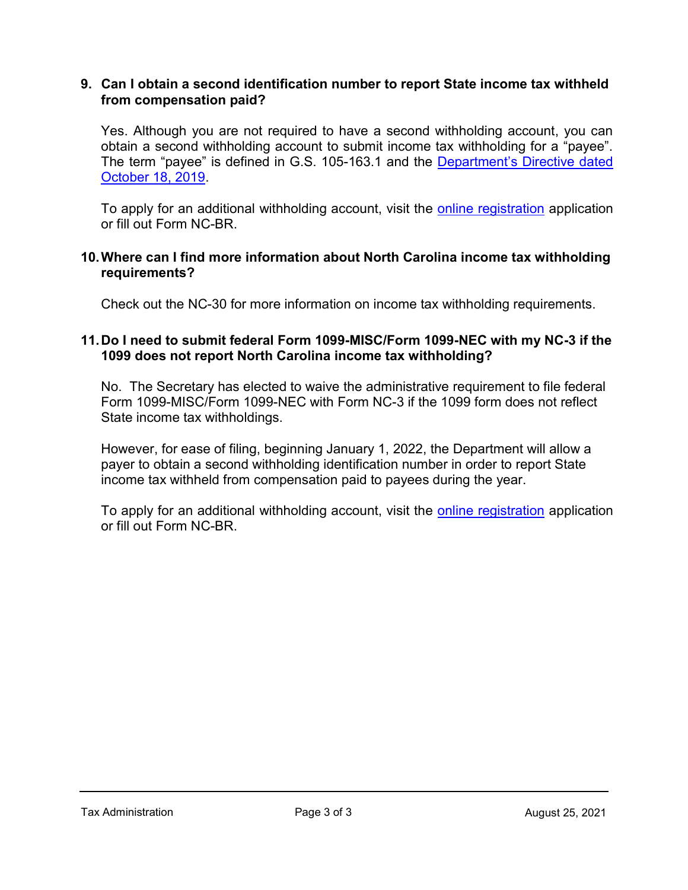**9. Can I obtain a second identification number to report State income tax withheld from compensation paid?**

Yes. Although you are not required to have a second withholding account, you can obtain a second withholding account to submit income tax withholding for a "payee". The term "payee" is defined in G.S. 105-163.1 and the Department's Directive dated October 18, 2019.

To apply for an additional withholding account, visit the online registration application or fill out Form NC-BR.

**10. Where can I find more information about North Carolina income tax withholding requirements?**

Check out the NC-30 for more information on income tax withholding requirements.

**11. Do I need to submit federal Form 1099-MISC/Form 1099-NEC with my NC-3 if the 1099 does not report North Carolina income tax withholding?**

No. The Secretary has elected to waive the administrative requirement to file federal Form 1099-MISC/Form 1099-NEC with Form NC-3 if the 1099 form does not reflect State income tax withholdings.

However, for ease of filing, beginning January 1, 2022, the Department will allow a payer to obtain a second withholding identification number in order to report State income tax withheld from compensation paid to payees during the year.

To apply for an additional withholding account, visit the online registration application or fill out Form NC-BR.